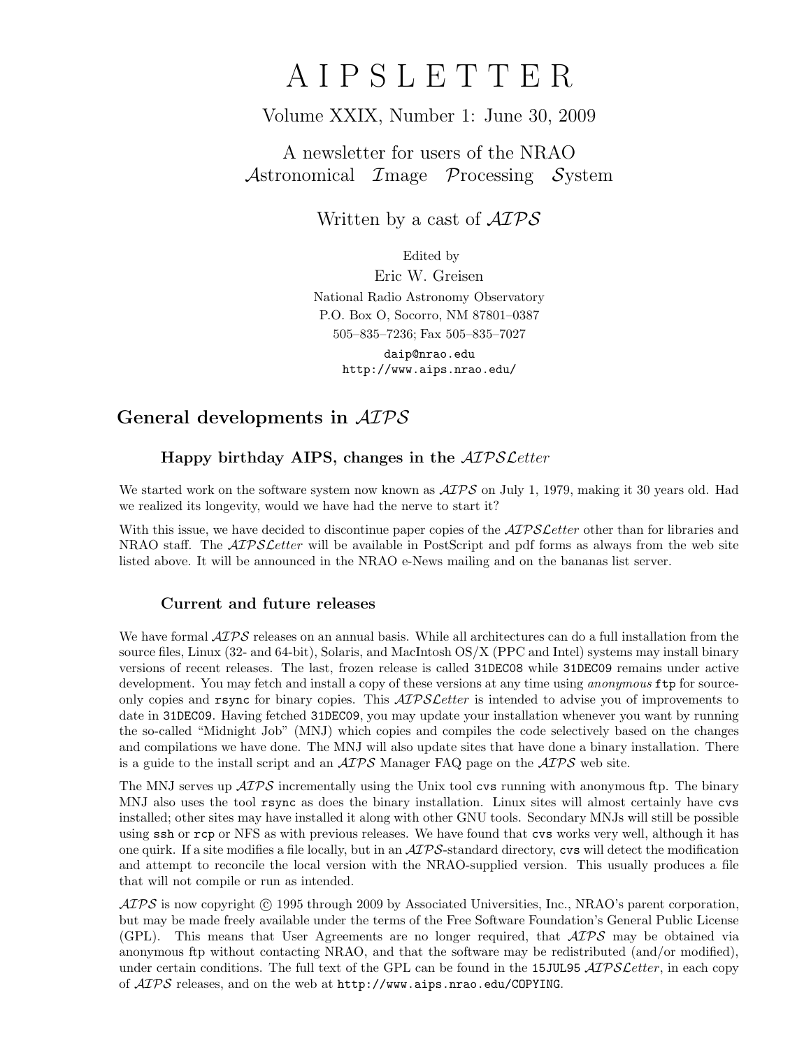# A I P S L E T T E R

Volume XXIX, Number 1: June 30, 2009

A newsletter for users of the NRAO
*Astronomical Image Processing System*

Written by a cast of *AIPS*

Edited by
Eric W. Greisen
National Radio Astronomy Observatory
P.O. Box O, Socorro, NM 87801–0387
505–835–7236; Fax 505–835–7027
`daip@nrao.edu`
`http://www.aips.nrao.edu/`

## General developments in *AIPS*

### Happy birthday AIPS, changes in the *AIPSLetter*

We started work on the software system now known as *AIPS* on July 1, 1979, making it 30 years old. Had we realized its longevity, would we have had the nerve to start it?

With this issue, we have decided to discontinue paper copies of the *AIPSLetter* other than for libraries and NRAO staff. The *AIPSLetter* will be available in PostScript and pdf forms as always from the web site listed above. It will be announced in the NRAO e-News mailing and on the bananas list server.

### Current and future releases

We have formal *AIPS* releases on an annual basis. While all architectures can do a full installation from the source files, Linux (32- and 64-bit), Solaris, and MacIntosh OS/X (PPC and Intel) systems may install binary versions of recent releases. The last, frozen release is called `31DEC08` while `31DEC09` remains under active development. You may fetch and install a copy of these versions at any time using *anonymous* `ftp` for source-only copies and `rsync` for binary copies. This *AIPSLetter* is intended to advise you of improvements to date in `31DEC09`. Having fetched `31DEC09`, you may update your installation whenever you want by running the so-called "Midnight Job" (MNJ) which copies and compiles the code selectively based on the changes and compilations we have done. The MNJ will also update sites that have done a binary installation. There is a guide to the install script and an *AIPS* Manager FAQ page on the *AIPS* web site.

The MNJ serves up *AIPS* incrementally using the Unix tool `cvs` running with anonymous ftp. The binary MNJ also uses the tool `rsync` as does the binary installation. Linux sites will almost certainly have `cvs` installed; other sites may have installed it along with other GNU tools. Secondary MNJs will still be possible using `ssh` or `rcp` or NFS as with previous releases. We have found that `cvs` works very well, although it has one quirk. If a site modifies a file locally, but in an *AIPS*-standard directory, `cvs` will detect the modification and attempt to reconcile the local version with the NRAO-supplied version. This usually produces a file that will not compile or run as intended.

*AIPS* is now copyright © 1995 through 2009 by Associated Universities, Inc., NRAO's parent corporation, but may be made freely available under the terms of the Free Software Foundation's General Public License (GPL). This means that User Agreements are no longer required, that *AIPS* may be obtained via anonymous ftp without contacting NRAO, and that the software may be redistributed (and/or modified), under certain conditions. The full text of the GPL can be found in the `15JUL95` *AIPSLetter*, in each copy of *AIPS* releases, and on the web at `http://www.aips.nrao.edu/COPYING`.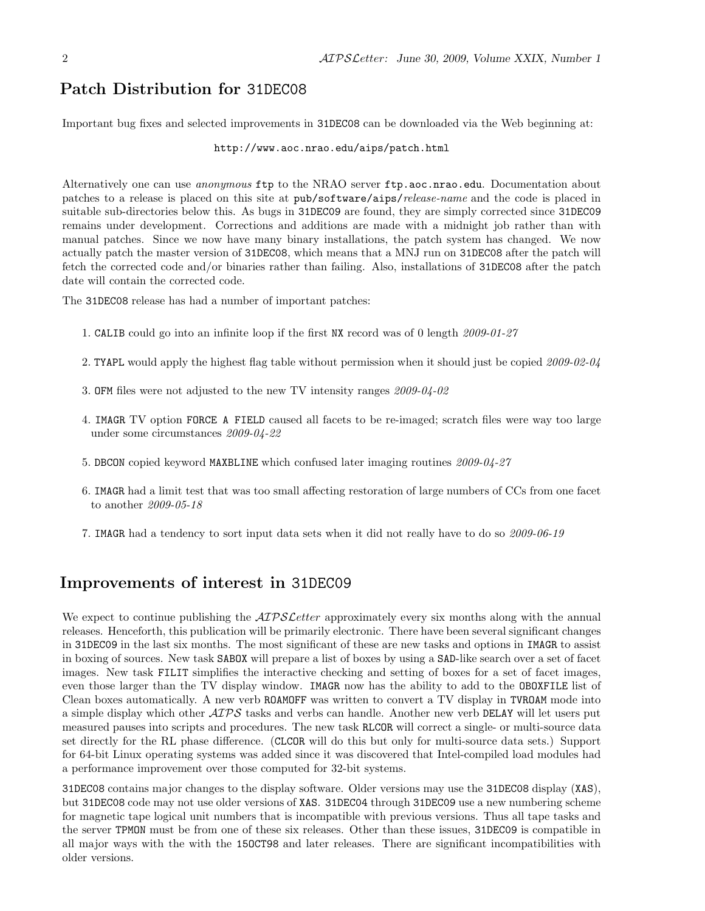## Patch Distribution for 31DEC08

Important bug fixes and selected improvements in 31DEC08 can be downloaded via the Web beginning at:

http://www.aoc.nrao.edu/aips/patch.html

Alternatively one can use *anonymous* ftp to the NRAO server ftp.aoc.nrao.edu. Documentation about patches to a release is placed on this site at pub/software/aips/*release-name* and the code is placed in suitable sub-directories below this. As bugs in 31DEC09 are found, they are simply corrected since 31DEC09 remains under development. Corrections and additions are made with a midnight job rather than with manual patches. Since we now have many binary installations, the patch system has changed. We now actually patch the master version of 31DEC08, which means that a MNJ run on 31DEC08 after the patch will fetch the corrected code and/or binaries rather than failing. Also, installations of 31DEC08 after the patch date will contain the corrected code.

The 31DEC08 release has had a number of important patches:

1. CALIB could go into an infinite loop if the first NX record was of 0 length *2009-01-27*
2. TYAPL would apply the highest flag table without permission when it should just be copied *2009-02-04*
3. OFM files were not adjusted to the new TV intensity ranges *2009-04-02*
4. IMAGR TV option FORCE A FIELD caused all facets to be re-imaged; scratch files were way too large under some circumstances *2009-04-22*
5. DBCON copied keyword MAXBLINE which confused later imaging routines *2009-04-27*
6. IMAGR had a limit test that was too small affecting restoration of large numbers of CCs from one facet to another *2009-05-18*
7. IMAGR had a tendency to sort input data sets when it did not really have to do so *2009-06-19*

## Improvements of interest in 31DEC09

We expect to continue publishing the *AIPSLetter* approximately every six months along with the annual releases. Henceforth, this publication will be primarily electronic. There have been several significant changes in 31DEC09 in the last six months. The most significant of these are new tasks and options in IMAGR to assist in boxing of sources. New task SABOX will prepare a list of boxes by using a SAD-like search over a set of facet images. New task FILIT simplifies the interactive checking and setting of boxes for a set of facet images, even those larger than the TV display window. IMAGR now has the ability to add to the OBOXFILE list of Clean boxes automatically. A new verb ROAMOFF was written to convert a TV display in TVROAM mode into a simple display which other *AIPS* tasks and verbs can handle. Another new verb DELAY will let users put measured pauses into scripts and procedures. The new task RLCOR will correct a single- or multi-source data set directly for the RL phase difference. (CLCOR will do this but only for multi-source data sets.) Support for 64-bit Linux operating systems was added since it was discovered that Intel-compiled load modules had a performance improvement over those computed for 32-bit systems.

31DEC08 contains major changes to the display software. Older versions may use the 31DEC08 display (XAS), but 31DEC08 code may not use older versions of XAS. 31DEC04 through 31DEC09 use a new numbering scheme for magnetic tape logical unit numbers that is incompatible with previous versions. Thus all tape tasks and the server TPMON must be from one of these six releases. Other than these issues, 31DEC09 is compatible in all major ways with the with the 15OCT98 and later releases. There are significant incompatibilities with older versions.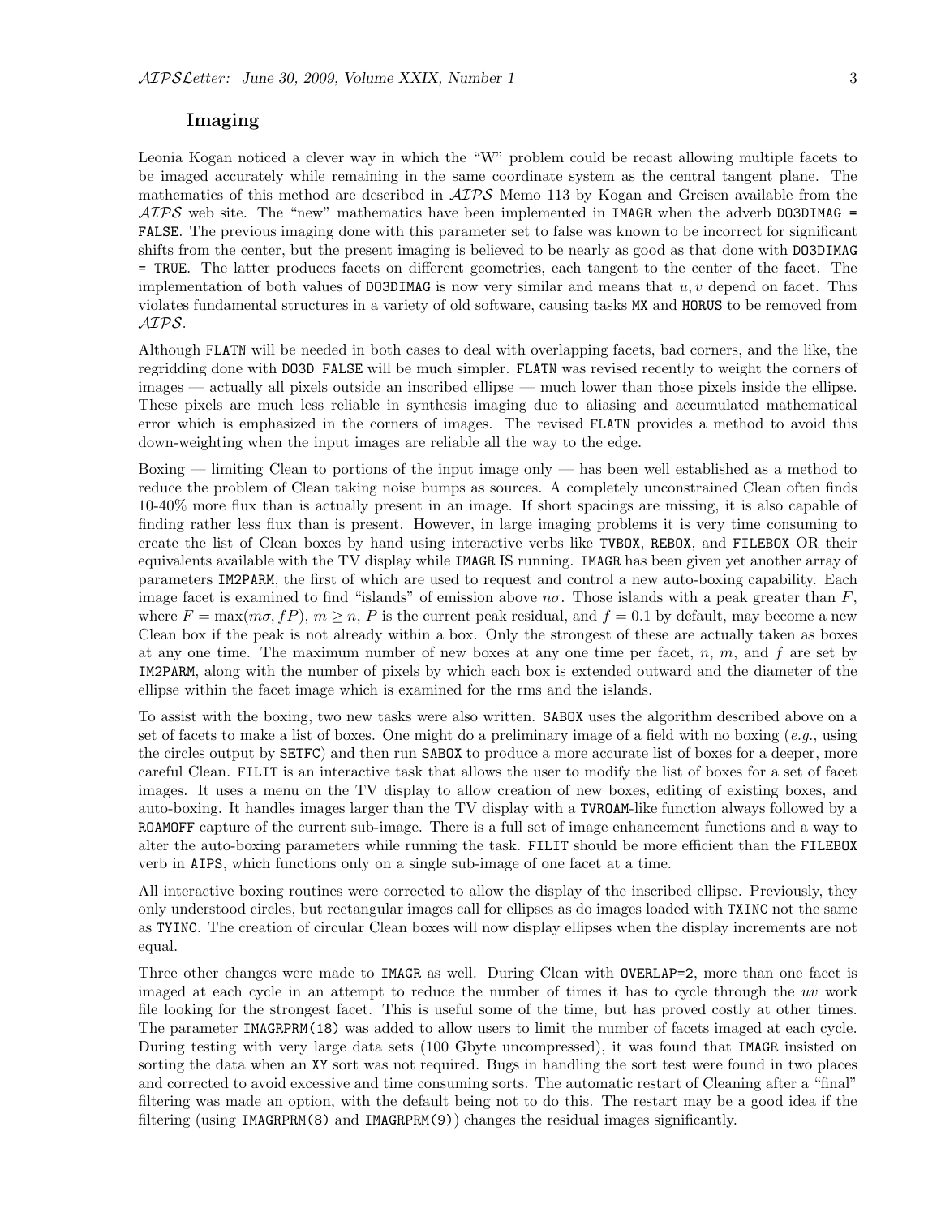## Imaging

Leonia Kogan noticed a clever way in which the "W" problem could be recast allowing multiple facets to be imaged accurately while remaining in the same coordinate system as the central tangent plane. The mathematics of this method are described in *AIPS* Memo 113 by Kogan and Greisen available from the *AIPS* web site. The "new" mathematics have been implemented in `IMAGR` when the adverb `DO3DIMAG = FALSE`. The previous imaging done with this parameter set to false was known to be incorrect for significant shifts from the center, but the present imaging is believed to be nearly as good as that done with `DO3DIMAG = TRUE`. The latter produces facets on different geometries, each tangent to the center of the facet. The implementation of both values of `DO3DIMAG` is now very similar and means that $u, v$ depend on facet. This violates fundamental structures in a variety of old software, causing tasks `MX` and `HORUS` to be removed from *AIPS*.

Although `FLATN` will be needed in both cases to deal with overlapping facets, bad corners, and the like, the regridding done with `DO3D FALSE` will be much simpler. `FLATN` was revised recently to weight the corners of images — actually all pixels outside an inscribed ellipse — much lower than those pixels inside the ellipse. These pixels are much less reliable in synthesis imaging due to aliasing and accumulated mathematical error which is emphasized in the corners of images. The revised `FLATN` provides a method to avoid this down-weighting when the input images are reliable all the way to the edge.

Boxing — limiting Clean to portions of the input image only — has been well established as a method to reduce the problem of Clean taking noise bumps as sources. A completely unconstrained Clean often finds 10-40% more flux than is actually present in an image. If short spacings are missing, it is also capable of finding rather less flux than is present. However, in large imaging problems it is very time consuming to create the list of Clean boxes by hand using interactive verbs like `TVBOX`, `REBOX`, and `FILEBOX` OR their equivalents available with the TV display while `IMAGR` IS running. `IMAGR` has been given yet another array of parameters `IM2PARM`, the first of which are used to request and control a new auto-boxing capability. Each image facet is examined to find "islands" of emission above $n\sigma$. Those islands with a peak greater than $F$, where $F = \max(m\sigma, fP)$, $m \geq n$, $P$ is the current peak residual, and $f = 0.1$ by default, may become a new Clean box if the peak is not already within a box. Only the strongest of these are actually taken as boxes at any one time. The maximum number of new boxes at any one time per facet, $n$, $m$, and $f$ are set by `IM2PARM`, along with the number of pixels by which each box is extended outward and the diameter of the ellipse within the facet image which is examined for the rms and the islands.

To assist with the boxing, two new tasks were also written. `SABOX` uses the algorithm described above on a set of facets to make a list of boxes. One might do a preliminary image of a field with no boxing (*e.g.*, using the circles output by `SETFC`) and then run `SABOX` to produce a more accurate list of boxes for a deeper, more careful Clean. `FILIT` is an interactive task that allows the user to modify the list of boxes for a set of facet images. It uses a menu on the TV display to allow creation of new boxes, editing of existing boxes, and auto-boxing. It handles images larger than the TV display with a `TVROAM`-like function always followed by a `ROAMOFF` capture of the current sub-image. There is a full set of image enhancement functions and a way to alter the auto-boxing parameters while running the task. `FILIT` should be more efficient than the `FILEBOX` verb in `AIPS`, which functions only on a single sub-image of one facet at a time.

All interactive boxing routines were corrected to allow the display of the inscribed ellipse. Previously, they only understood circles, but rectangular images call for ellipses as do images loaded with `TXINC` not the same as `TYINC`. The creation of circular Clean boxes will now display ellipses when the display increments are not equal.

Three other changes were made to `IMAGR` as well. During Clean with `OVERLAP=2`, more than one facet is imaged at each cycle in an attempt to reduce the number of times it has to cycle through the $uv$ work file looking for the strongest facet. This is useful some of the time, but has proved costly at other times. The parameter `IMAGRPRM(18)` was added to allow users to limit the number of facets imaged at each cycle. During testing with very large data sets (100 Gbyte uncompressed), it was found that `IMAGR` insisted on sorting the data when an `XY` sort was not required. Bugs in handling the sort test were found in two places and corrected to avoid excessive and time consuming sorts. The automatic restart of Cleaning after a "final" filtering was made an option, with the default being not to do this. The restart may be a good idea if the filtering (using `IMAGRPRM(8)` and `IMAGRPRM(9)`) changes the residual images significantly.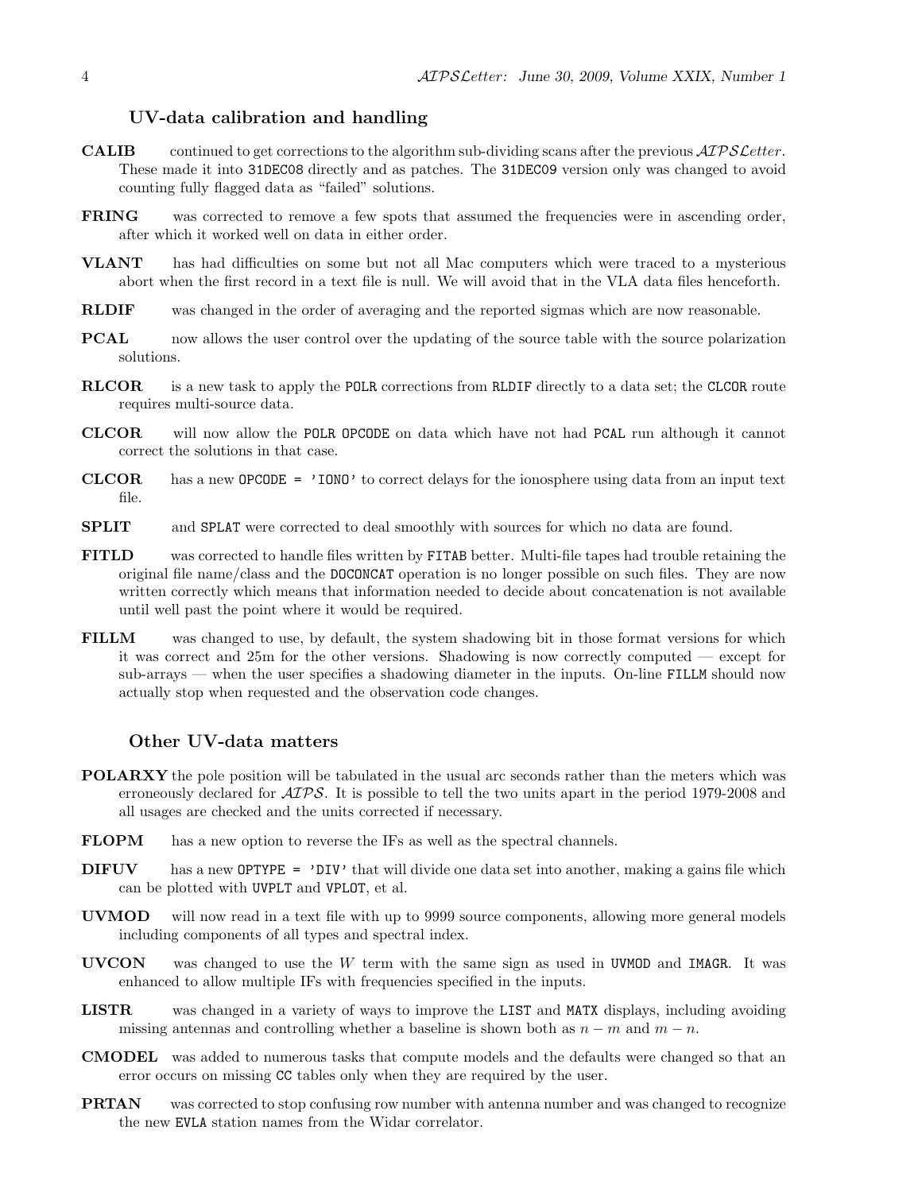### UV-data calibration and handling

**CALIB** continued to get corrections to the algorithm sub-dividing scans after the previous *AIPSLetter*. These made it into `31DEC08` directly and as patches. The `31DEC09` version only was changed to avoid counting fully flagged data as "failed" solutions.

**FRING** was corrected to remove a few spots that assumed the frequencies were in ascending order, after which it worked well on data in either order.

**VLANT** has had difficulties on some but not all Mac computers which were traced to a mysterious abort when the first record in a text file is null. We will avoid that in the VLA data files henceforth.

**RLDIF** was changed in the order of averaging and the reported sigmas which are now reasonable.

**PCAL** now allows the user control over the updating of the source table with the source polarization solutions.

**RLCOR** is a new task to apply the `POLR` corrections from `RLDIF` directly to a data set; the `CLCOR` route requires multi-source data.

**CLCOR** will now allow the `POLR OPCODE` on data which have not had `PCAL` run although it cannot correct the solutions in that case.

**CLCOR** has a new `OPCODE = 'IONO'` to correct delays for the ionosphere using data from an input text file.

**SPLIT** and `SPLAT` were corrected to deal smoothly with sources for which no data are found.

**FITLD** was corrected to handle files written by `FITAB` better. Multi-file tapes had trouble retaining the original file name/class and the `DOCONCAT` operation is no longer possible on such files. They are now written correctly which means that information needed to decide about concatenation is not available until well past the point where it would be required.

**FILLM** was changed to use, by default, the system shadowing bit in those format versions for which it was correct and 25m for the other versions. Shadowing is now correctly computed — except for sub-arrays — when the user specifies a shadowing diameter in the inputs. On-line `FILLM` should now actually stop when requested and the observation code changes.

### Other UV-data matters

**POLARXY** the pole position will be tabulated in the usual arc seconds rather than the meters which was erroneously declared for *AIPS*. It is possible to tell the two units apart in the period 1979-2008 and all usages are checked and the units corrected if necessary.

**FLOPM** has a new option to reverse the IFs as well as the spectral channels.

**DIFUV** has a new `OPTYPE = 'DIV'` that will divide one data set into another, making a gains file which can be plotted with `UVPLT` and `VPLOT`, et al.

**UVMOD** will now read in a text file with up to 9999 source components, allowing more general models including components of all types and spectral index.

**UVCON** was changed to use the $W$ term with the same sign as used in `UVMOD` and `IMAGR`. It was enhanced to allow multiple IFs with frequencies specified in the inputs.

**LISTR** was changed in a variety of ways to improve the `LIST` and `MATX` displays, including avoiding missing antennas and controlling whether a baseline is shown both as $n - m$ and $m - n$.

**CMODEL** was added to numerous tasks that compute models and the defaults were changed so that an error occurs on missing `CC` tables only when they are required by the user.

**PRTAN** was corrected to stop confusing row number with antenna number and was changed to recognize the new `EVLA` station names from the Widar correlator.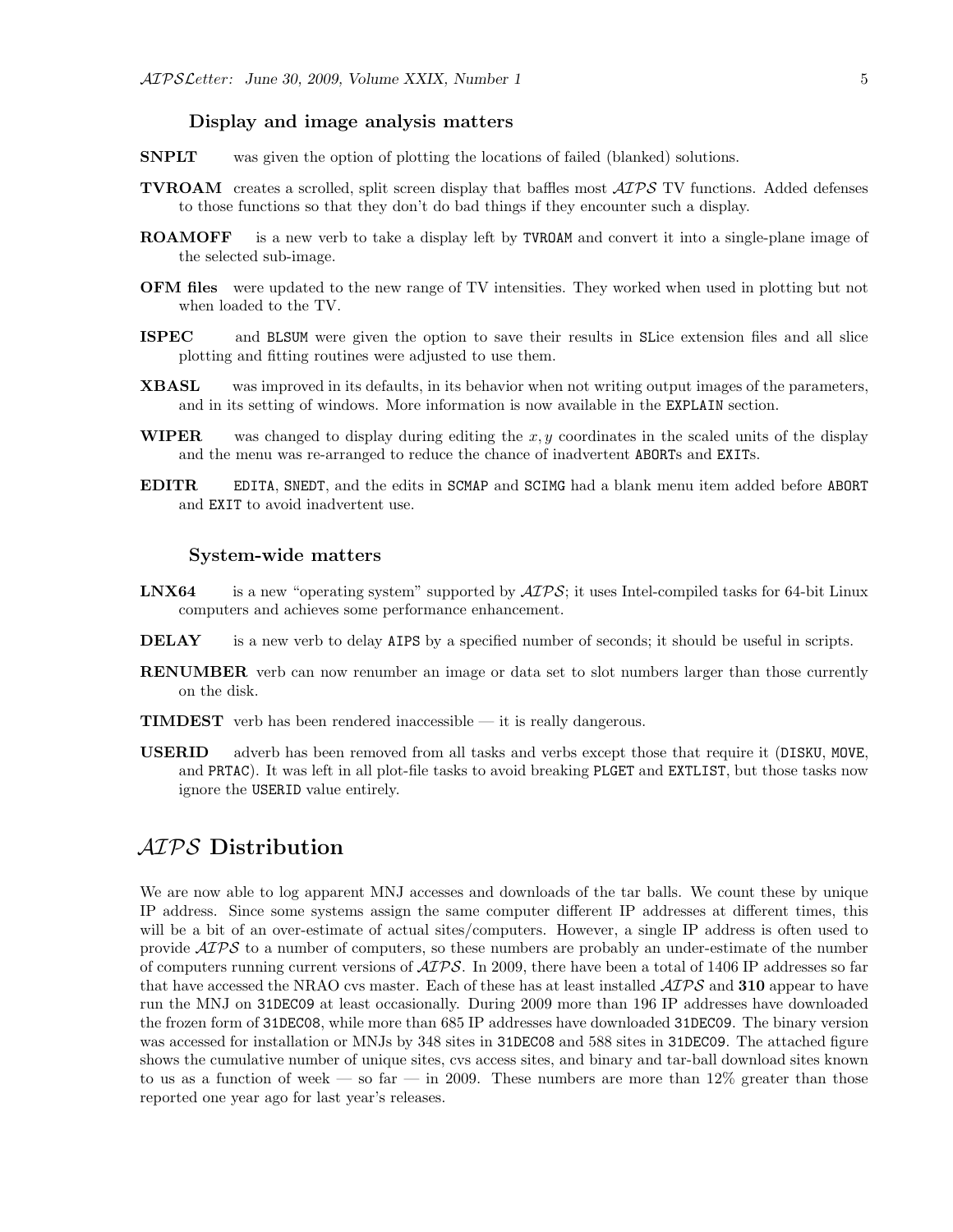### Display and image analysis matters

**SNPLT** was given the option of plotting the locations of failed (blanked) solutions.

**TVROAM** creates a scrolled, split screen display that baffles most *AIPS* TV functions. Added defenses to those functions so that they don't do bad things if they encounter such a display.

**ROAMOFF** is a new verb to take a display left by TVROAM and convert it into a single-plane image of the selected sub-image.

**OFM files** were updated to the new range of TV intensities. They worked when used in plotting but not when loaded to the TV.

**ISPEC** and BLSUM were given the option to save their results in SLice extension files and all slice plotting and fitting routines were adjusted to use them.

**XBASL** was improved in its defaults, in its behavior when not writing output images of the parameters, and in its setting of windows. More information is now available in the EXPLAIN section.

**WIPER** was changed to display during editing the $x, y$ coordinates in the scaled units of the display and the menu was re-arranged to reduce the chance of inadvertent ABORTs and EXITs.

**EDITR** EDITA, SNEDT, and the edits in SCMAP and SCIMG had a blank menu item added before ABORT and EXIT to avoid inadvertent use.

### System-wide matters

**LNX64** is a new "operating system" supported by *AIPS*; it uses Intel-compiled tasks for 64-bit Linux computers and achieves some performance enhancement.

**DELAY** is a new verb to delay AIPS by a specified number of seconds; it should be useful in scripts.

**RENUMBER** verb can now renumber an image or data set to slot numbers larger than those currently on the disk.

**TIMDEST** verb has been rendered inaccessible — it is really dangerous.

**USERID** adverb has been removed from all tasks and verbs except those that require it (DISKU, MOVE, and PRTAC). It was left in all plot-file tasks to avoid breaking PLGET and EXTLIST, but those tasks now ignore the USERID value entirely.

## *AIPS* Distribution

We are now able to log apparent MNJ accesses and downloads of the tar balls. We count these by unique IP address. Since some systems assign the same computer different IP addresses at different times, this will be a bit of an over-estimate of actual sites/computers. However, a single IP address is often used to provide *AIPS* to a number of computers, so these numbers are probably an under-estimate of the number of computers running current versions of *AIPS*. In 2009, there have been a total of 1406 IP addresses so far that have accessed the NRAO cvs master. Each of these has at least installed *AIPS* and **310** appear to have run the MNJ on 31DEC09 at least occasionally. During 2009 more than 196 IP addresses have downloaded the frozen form of 31DEC08, while more than 685 IP addresses have downloaded 31DEC09. The binary version was accessed for installation or MNJs by 348 sites in 31DEC08 and 588 sites in 31DEC09. The attached figure shows the cumulative number of unique sites, cvs access sites, and binary and tar-ball download sites known to us as a function of week — so far — in 2009. These numbers are more than 12% greater than those reported one year ago for last year's releases.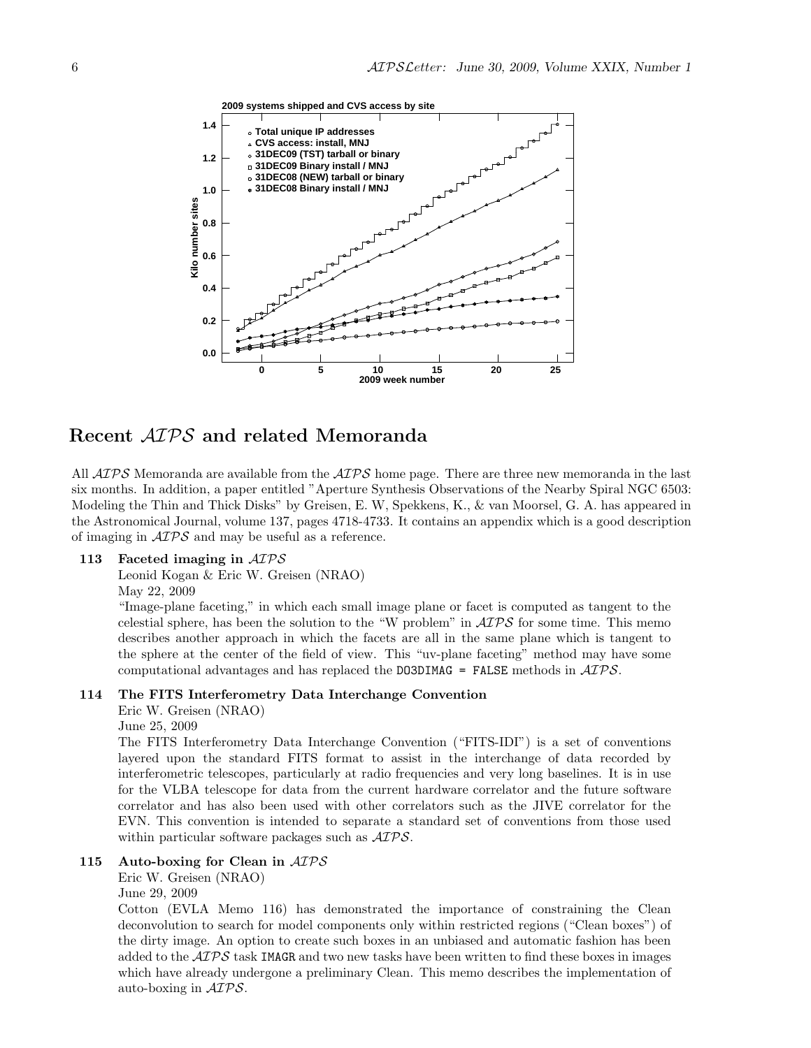## Recent $\mathcal{AIPS}$ and related Memoranda

All $\mathcal{AIPS}$ Memoranda are available from the $\mathcal{AIPS}$ home page. There are three new memoranda in the last six months. In addition, a paper entitled "Aperture Synthesis Observations of the Nearby Spiral NGC 6503: Modeling the Thin and Thick Disks" by Greisen, E. W, Spekkens, K., & van Moorsel, G. A. has appeared in the Astronomical Journal, volume 137, pages 4718-4733. It contains an appendix which is a good description of imaging in $\mathcal{AIPS}$ and may be useful as a reference.

**113 Faceted imaging in $\mathcal{AIPS}$**

Leonid Kogan & Eric W. Greisen (NRAO)

May 22, 2009

"Image-plane faceting," in which each small image plane or facet is computed as tangent to the celestial sphere, has been the solution to the "W problem" in $\mathcal{AIPS}$ for some time. This memo describes another approach in which the facets are all in the same plane which is tangent to the sphere at the center of the field of view. This "uv-plane faceting" method may have some computational advantages and has replaced the `DO3DIMAG = FALSE` methods in $\mathcal{AIPS}$.

**114 The FITS Interferometry Data Interchange Convention**

Eric W. Greisen (NRAO)

June 25, 2009

The FITS Interferometry Data Interchange Convention ("FITS-IDI") is a set of conventions layered upon the standard FITS format to assist in the interchange of data recorded by interferometric telescopes, particularly at radio frequencies and very long baselines. It is in use for the VLBA telescope for data from the current hardware correlator and the future software correlator and has also been used with other correlators such as the JIVE correlator for the EVN. This convention is intended to separate a standard set of conventions from those used within particular software packages such as $\mathcal{AIPS}$.

**115 Auto-boxing for Clean in $\mathcal{AIPS}$**

Eric W. Greisen (NRAO)

June 29, 2009

Cotton (EVLA Memo 116) has demonstrated the importance of constraining the Clean deconvolution to search for model components only within restricted regions ("Clean boxes") of the dirty image. An option to create such boxes in an unbiased and automatic fashion has been added to the $\mathcal{AIPS}$ task `IMAGR` and two new tasks have been written to find these boxes in images which have already undergone a preliminary Clean. This memo describes the implementation of auto-boxing in $\mathcal{AIPS}$.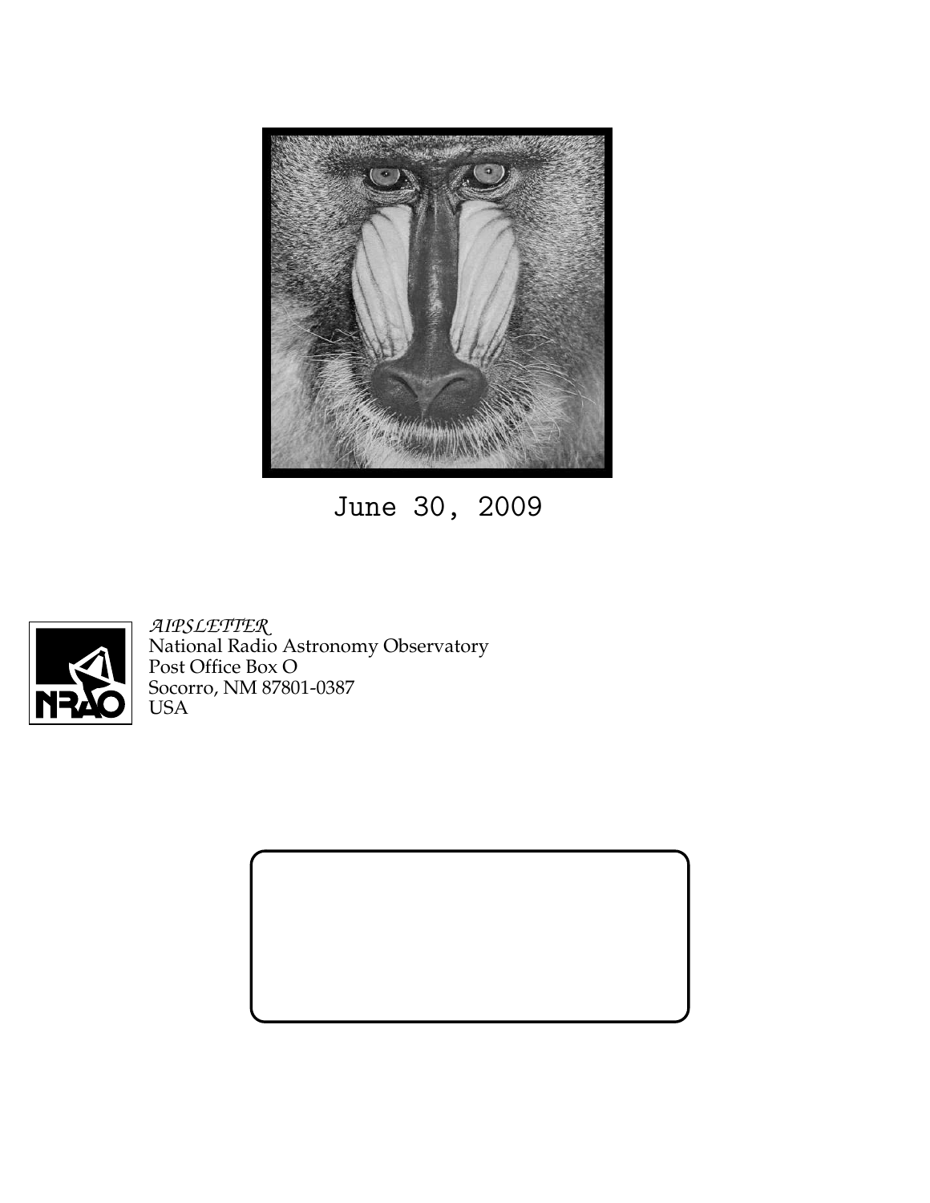June 30, 2009

*AIPSLETTER*
National Radio Astronomy Observatory
Post Office Box O
Socorro, NM 87801-0387
USA